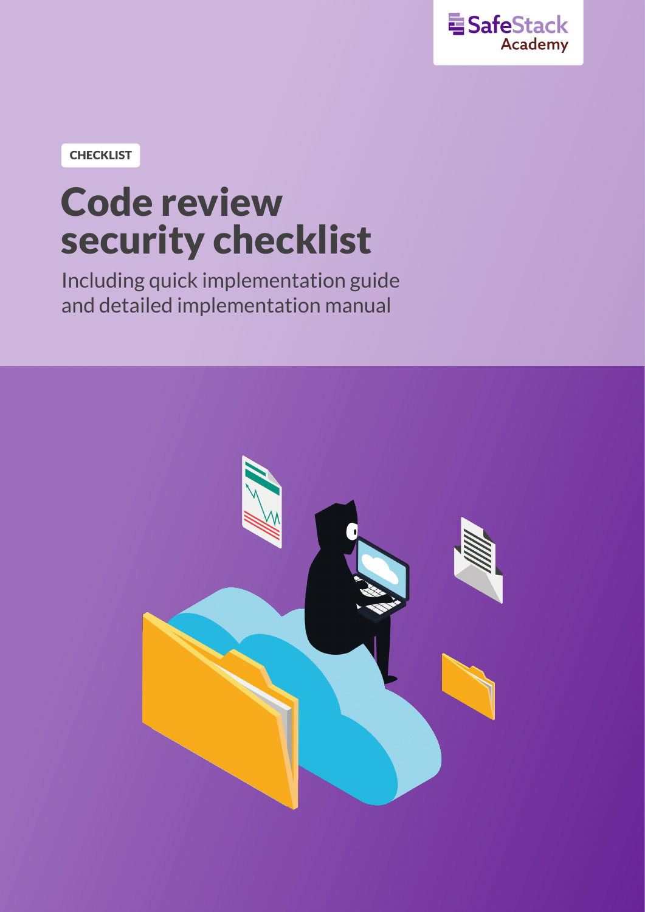SafeStack Academy

CHECKLIST

# Code review security checklist

Including quick implementation guide and detailed implementation manual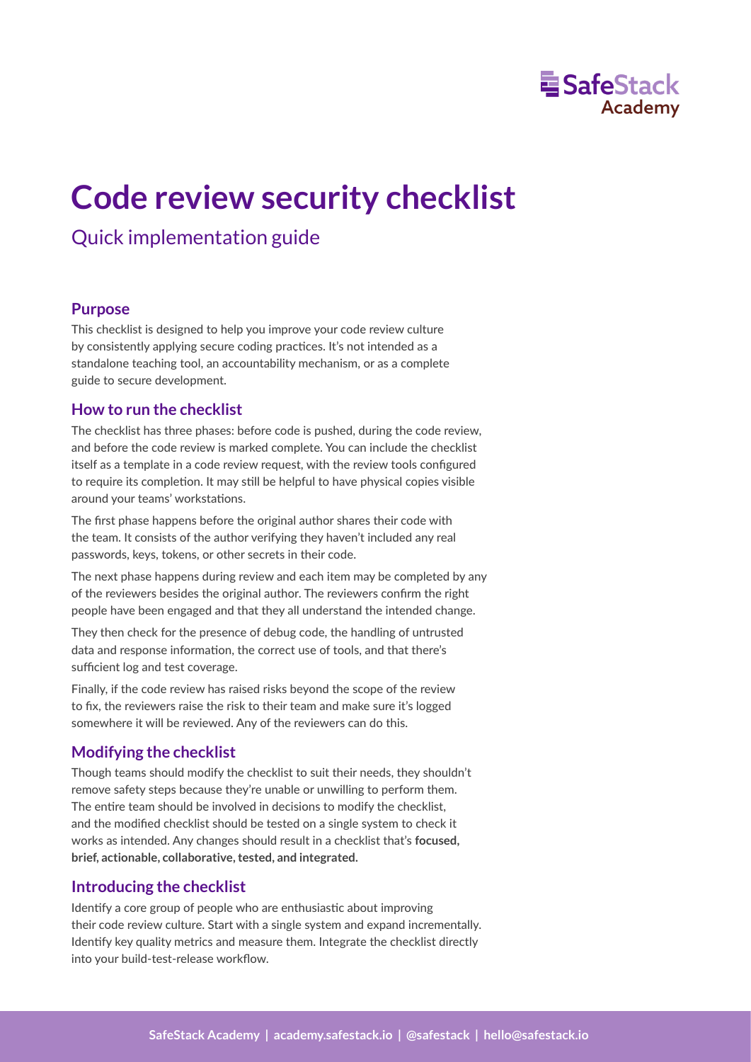# Code review security checklist

## Quick implementation guide

### Purpose

This checklist is designed to help you improve your code review culture by consistently applying secure coding practices. It's not intended as a standalone teaching tool, an accountability mechanism, or as a complete guide to secure development.

### How to run the checklist

The checklist has three phases: before code is pushed, during the code review, and before the code review is marked complete. You can include the checklist itself as a template in a code review request, with the review tools configured to require its completion. It may still be helpful to have physical copies visible around your teams' workstations.

The first phase happens before the original author shares their code with the team. It consists of the author verifying they haven't included any real passwords, keys, tokens, or other secrets in their code.

The next phase happens during review and each item may be completed by any of the reviewers besides the original author. The reviewers confirm the right people have been engaged and that they all understand the intended change.

They then check for the presence of debug code, the handling of untrusted data and response information, the correct use of tools, and that there's sufficient log and test coverage.

Finally, if the code review has raised risks beyond the scope of the review to fix, the reviewers raise the risk to their team and make sure it's logged somewhere it will be reviewed. Any of the reviewers can do this.

### Modifying the checklist

Though teams should modify the checklist to suit their needs, they shouldn't remove safety steps because they're unable or unwilling to perform them. The entire team should be involved in decisions to modify the checklist, and the modified checklist should be tested on a single system to check it works as intended. Any changes should result in a checklist that's **focused, brief, actionable, collaborative, tested, and integrated.**

### Introducing the checklist

Identify a core group of people who are enthusiastic about improving their code review culture. Start with a single system and expand incrementally. Identify key quality metrics and measure them. Integrate the checklist directly into your build-test-release workflow.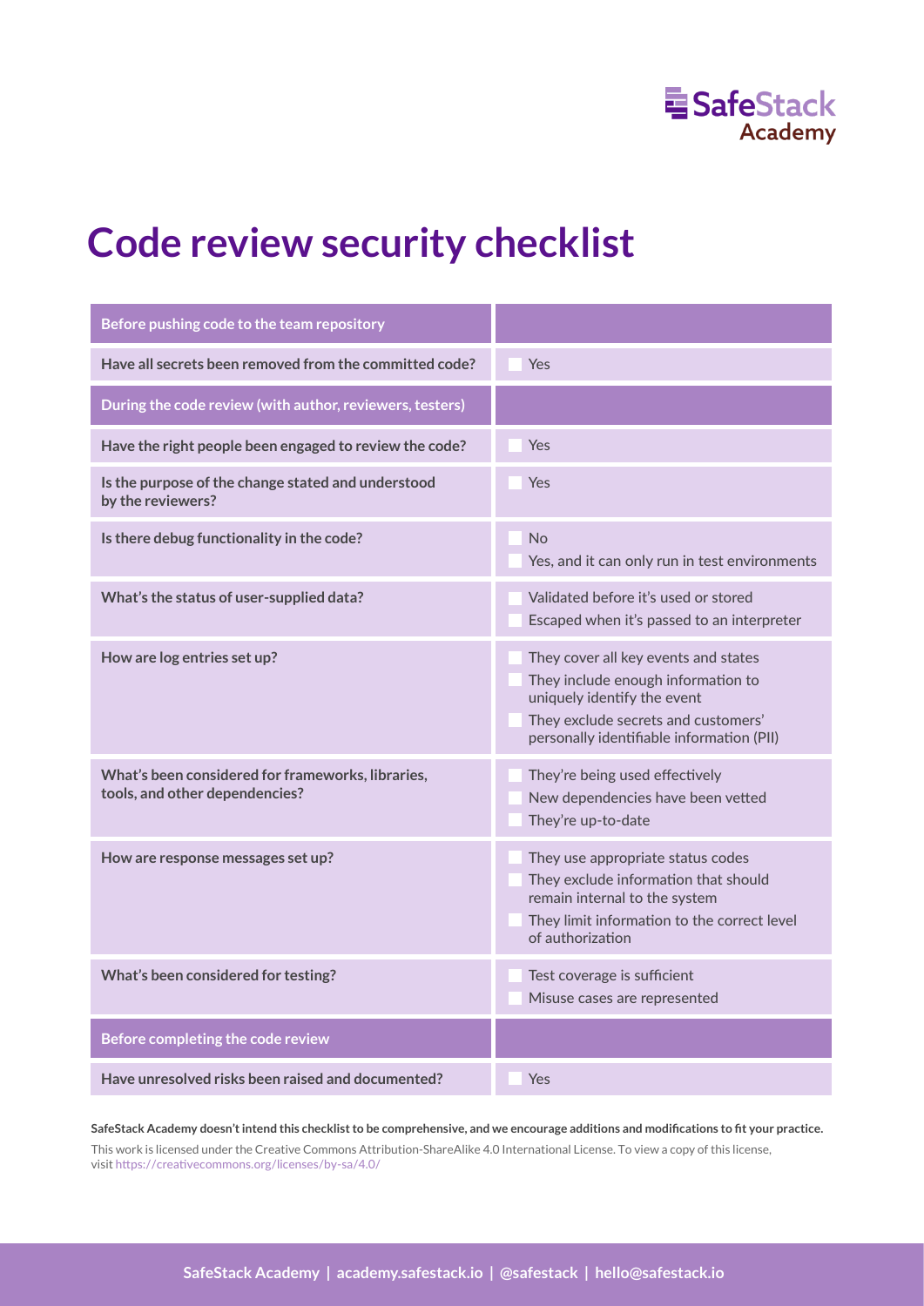# Code review security checklist

| Before pushing code to the team repository | |
|---|---|
| Have all secrets been removed from the committed code? | ☐ Yes |
| **During the code review (with author, reviewers, testers)** | |
| Have the right people been engaged to review the code? | ☐ Yes |
| Is the purpose of the change stated and understood by the reviewers? | ☐ Yes |
| Is there debug functionality in the code? | ☐ No<br>☐ Yes, and it can only run in test environments |
| What's the status of user-supplied data? | ☐ Validated before it's used or stored<br>☐ Escaped when it's passed to an interpreter |
| How are log entries set up? | ☐ They cover all key events and states<br>☐ They include enough information to uniquely identify the event<br>☐ They exclude secrets and customers' personally identifiable information (PII) |
| What's been considered for frameworks, libraries, tools, and other dependencies? | ☐ They're being used effectively<br>☐ New dependencies have been vetted<br>☐ They're up-to-date |
| How are response messages set up? | ☐ They use appropriate status codes<br>☐ They exclude information that should remain internal to the system<br>☐ They limit information to the correct level of authorization |
| What's been considered for testing? | ☐ Test coverage is sufficient<br>☐ Misuse cases are represented |
| **Before completing the code review** | |
| Have unresolved risks been raised and documented? | ☐ Yes |

**SafeStack Academy doesn't intend this checklist to be comprehensive, and we encourage additions and modifications to fit your practice.**

This work is licensed under the Creative Commons Attribution-ShareAlike 4.0 International License. To view a copy of this license, visit https://creativecommons.org/licenses/by-sa/4.0/

**SafeStack Academy | academy.safestack.io | @safestack | hello@safestack.io**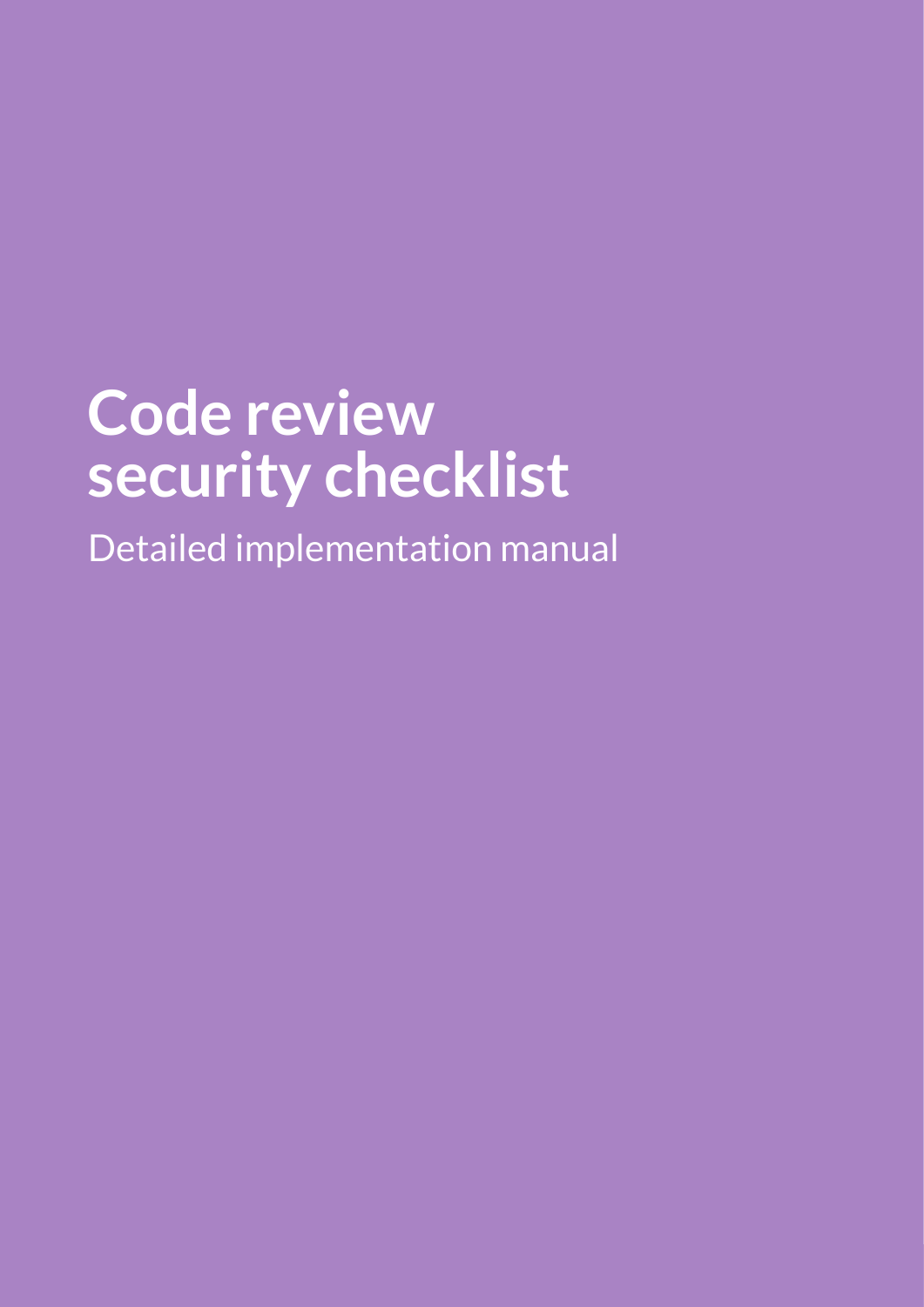# Code review security checklist

Detailed implementation manual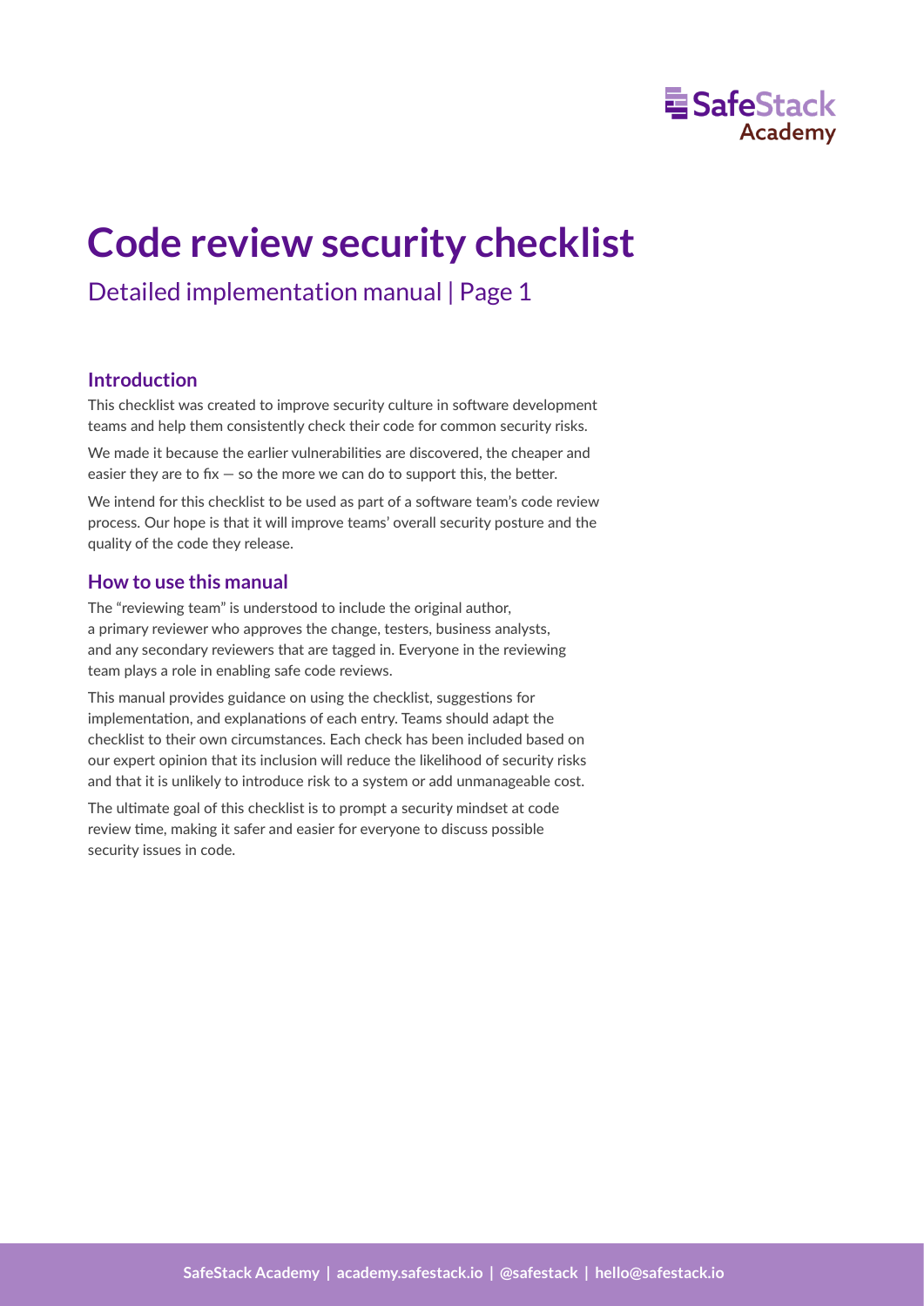# Code review security checklist

Detailed implementation manual | Page 1

## Introduction

This checklist was created to improve security culture in software development teams and help them consistently check their code for common security risks.

We made it because the earlier vulnerabilities are discovered, the cheaper and easier they are to fix — so the more we can do to support this, the better.

We intend for this checklist to be used as part of a software team's code review process. Our hope is that it will improve teams' overall security posture and the quality of the code they release.

## How to use this manual

The "reviewing team" is understood to include the original author, a primary reviewer who approves the change, testers, business analysts, and any secondary reviewers that are tagged in. Everyone in the reviewing team plays a role in enabling safe code reviews.

This manual provides guidance on using the checklist, suggestions for implementation, and explanations of each entry. Teams should adapt the checklist to their own circumstances. Each check has been included based on our expert opinion that its inclusion will reduce the likelihood of security risks and that it is unlikely to introduce risk to a system or add unmanageable cost.

The ultimate goal of this checklist is to prompt a security mindset at code review time, making it safer and easier for everyone to discuss possible security issues in code.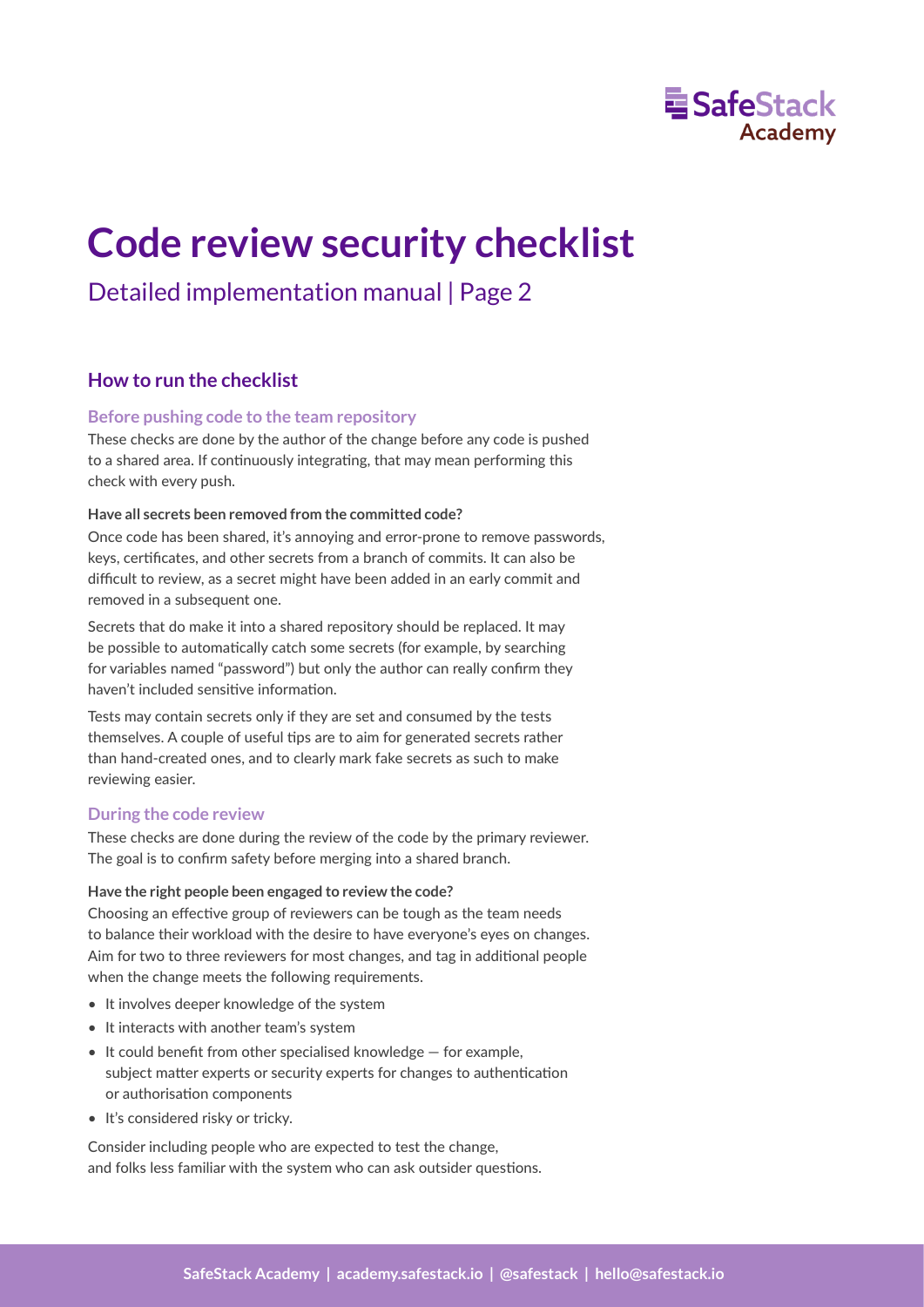# Code review security checklist

Detailed implementation manual | Page 2

## How to run the checklist

### Before pushing code to the team repository

These checks are done by the author of the change before any code is pushed to a shared area. If continuously integrating, that may mean performing this check with every push.

**Have all secrets been removed from the committed code?**

Once code has been shared, it's annoying and error-prone to remove passwords, keys, certificates, and other secrets from a branch of commits. It can also be difficult to review, as a secret might have been added in an early commit and removed in a subsequent one.

Secrets that do make it into a shared repository should be replaced. It may be possible to automatically catch some secrets (for example, by searching for variables named "password") but only the author can really confirm they haven't included sensitive information.

Tests may contain secrets only if they are set and consumed by the tests themselves. A couple of useful tips are to aim for generated secrets rather than hand-created ones, and to clearly mark fake secrets as such to make reviewing easier.

### During the code review

These checks are done during the review of the code by the primary reviewer. The goal is to confirm safety before merging into a shared branch.

**Have the right people been engaged to review the code?**

Choosing an effective group of reviewers can be tough as the team needs to balance their workload with the desire to have everyone's eyes on changes. Aim for two to three reviewers for most changes, and tag in additional people when the change meets the following requirements.

- It involves deeper knowledge of the system
- It interacts with another team's system
- It could benefit from other specialised knowledge — for example, subject matter experts or security experts for changes to authentication or authorisation components
- It's considered risky or tricky.

Consider including people who are expected to test the change, and folks less familiar with the system who can ask outsider questions.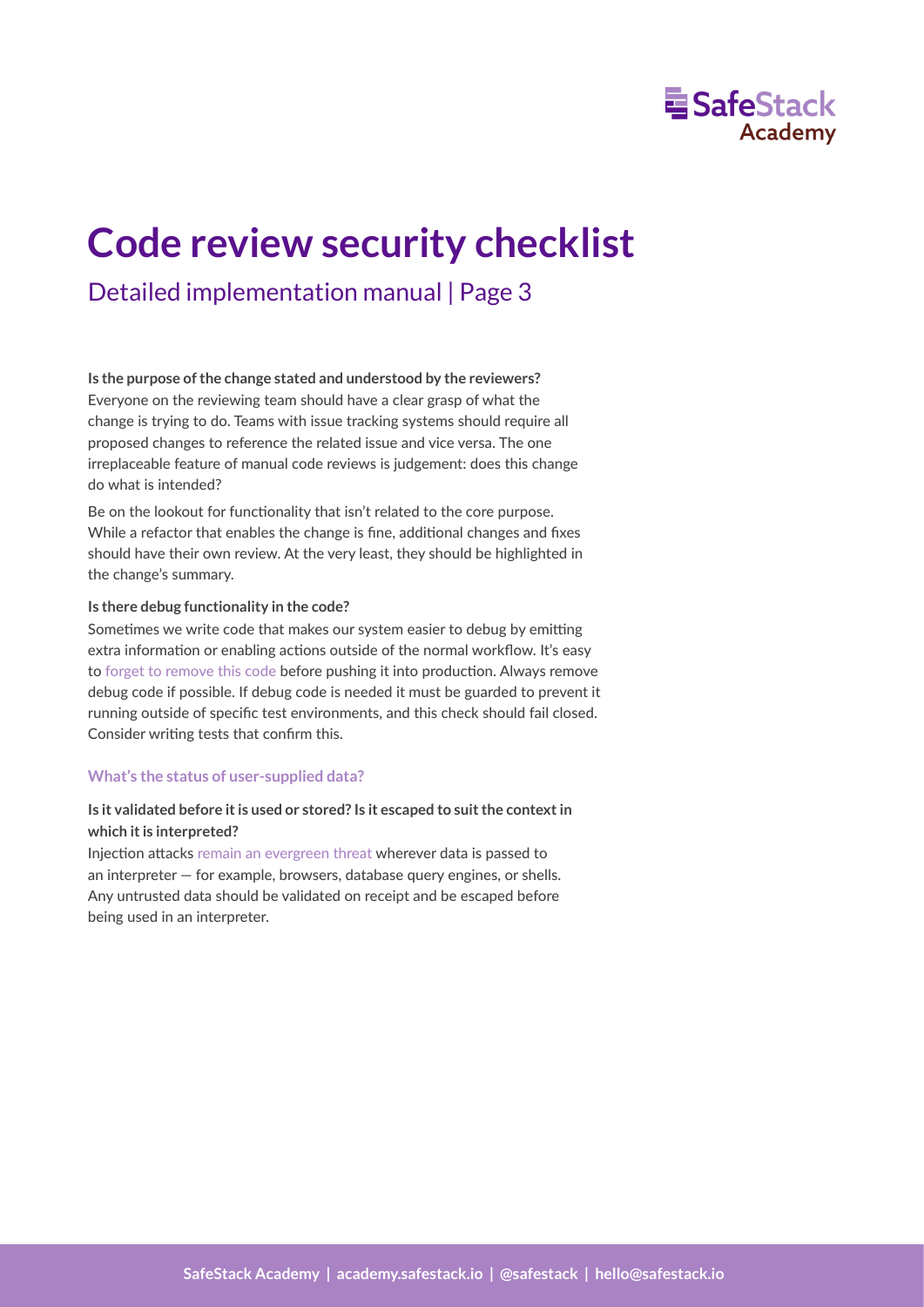# Code review security checklist

## Detailed implementation manual | Page 3

**Is the purpose of the change stated and understood by the reviewers?**
Everyone on the reviewing team should have a clear grasp of what the change is trying to do. Teams with issue tracking systems should require all proposed changes to reference the related issue and vice versa. The one irreplaceable feature of manual code reviews is judgement: does this change do what is intended?

Be on the lookout for functionality that isn't related to the core purpose. While a refactor that enables the change is fine, additional changes and fixes should have their own review. At the very least, they should be highlighted in the change's summary.

**Is there debug functionality in the code?**
Sometimes we write code that makes our system easier to debug by emitting extra information or enabling actions outside of the normal workflow. It's easy to forget to remove this code before pushing it into production. Always remove debug code if possible. If debug code is needed it must be guarded to prevent it running outside of specific test environments, and this check should fail closed. Consider writing tests that confirm this.

### What's the status of user-supplied data?

**Is it validated before it is used or stored? Is it escaped to suit the context in which it is interpreted?**
Injection attacks remain an evergreen threat wherever data is passed to an interpreter — for example, browsers, database query engines, or shells. Any untrusted data should be validated on receipt and be escaped before being used in an interpreter.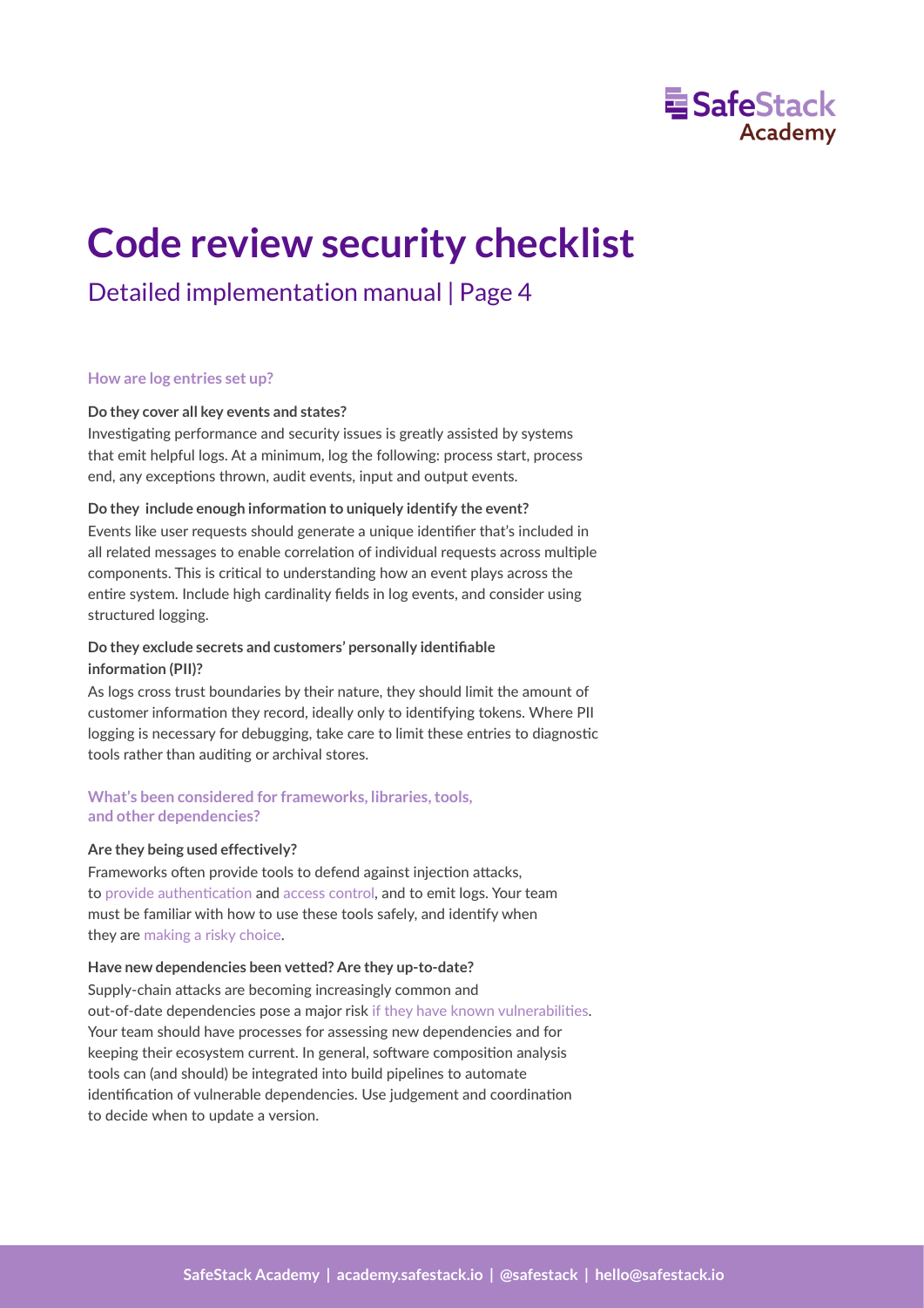# Code review security checklist

Detailed implementation manual | Page 4

### How are log entries set up?

**Do they cover all key events and states?**

Investigating performance and security issues is greatly assisted by systems that emit helpful logs. At a minimum, log the following: process start, process end, any exceptions thrown, audit events, input and output events.

**Do they include enough information to uniquely identify the event?**

Events like user requests should generate a unique identifier that's included in all related messages to enable correlation of individual requests across multiple components. This is critical to understanding how an event plays across the entire system. Include high cardinality fields in log events, and consider using structured logging.

**Do they exclude secrets and customers' personally identifiable information (PII)?**

As logs cross trust boundaries by their nature, they should limit the amount of customer information they record, ideally only to identifying tokens. Where PII logging is necessary for debugging, take care to limit these entries to diagnostic tools rather than auditing or archival stores.

### What's been considered for frameworks, libraries, tools, and other dependencies?

**Are they being used effectively?**

Frameworks often provide tools to defend against injection attacks, to provide authentication and access control, and to emit logs. Your team must be familiar with how to use these tools safely, and identify when they are making a risky choice.

**Have new dependencies been vetted? Are they up-to-date?**

Supply-chain attacks are becoming increasingly common and out-of-date dependencies pose a major risk if they have known vulnerabilities. Your team should have processes for assessing new dependencies and for keeping their ecosystem current. In general, software composition analysis tools can (and should) be integrated into build pipelines to automate identification of vulnerable dependencies. Use judgement and coordination to decide when to update a version.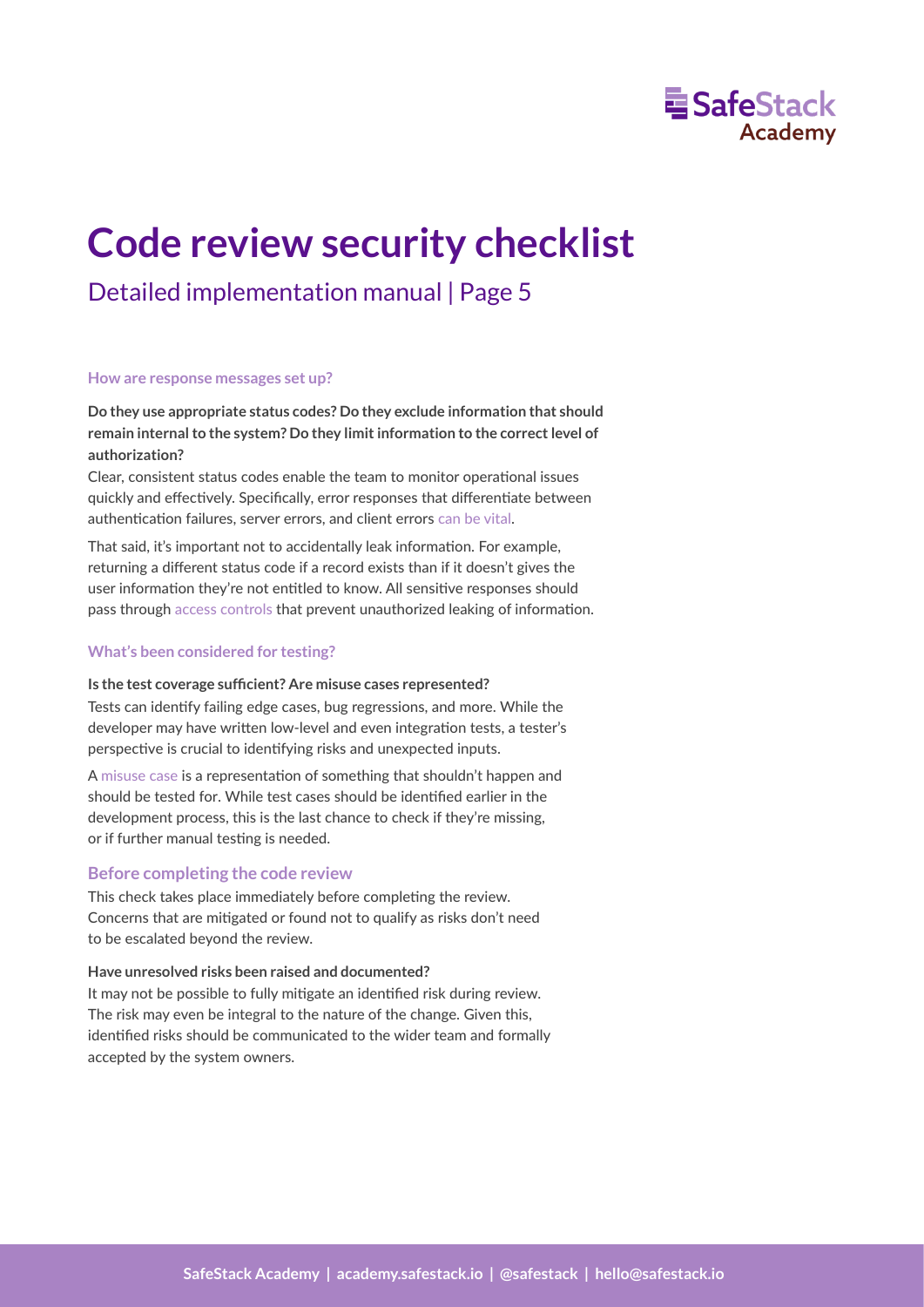# Code review security checklist

## Detailed implementation manual | Page 5

#### How are response messages set up?

**Do they use appropriate status codes? Do they exclude information that should remain internal to the system? Do they limit information to the correct level of authorization?**

Clear, consistent status codes enable the team to monitor operational issues quickly and effectively. Specifically, error responses that differentiate between authentication failures, server errors, and client errors can be vital.

That said, it's important not to accidentally leak information. For example, returning a different status code if a record exists than if it doesn't gives the user information they're not entitled to know. All sensitive responses should pass through access controls that prevent unauthorized leaking of information.

#### What's been considered for testing?

**Is the test coverage sufficient? Are misuse cases represented?**

Tests can identify failing edge cases, bug regressions, and more. While the developer may have written low-level and even integration tests, a tester's perspective is crucial to identifying risks and unexpected inputs.

A misuse case is a representation of something that shouldn't happen and should be tested for. While test cases should be identified earlier in the development process, this is the last chance to check if they're missing, or if further manual testing is needed.

### Before completing the code review

This check takes place immediately before completing the review. Concerns that are mitigated or found not to qualify as risks don't need to be escalated beyond the review.

**Have unresolved risks been raised and documented?**

It may not be possible to fully mitigate an identified risk during review. The risk may even be integral to the nature of the change. Given this, identified risks should be communicated to the wider team and formally accepted by the system owners.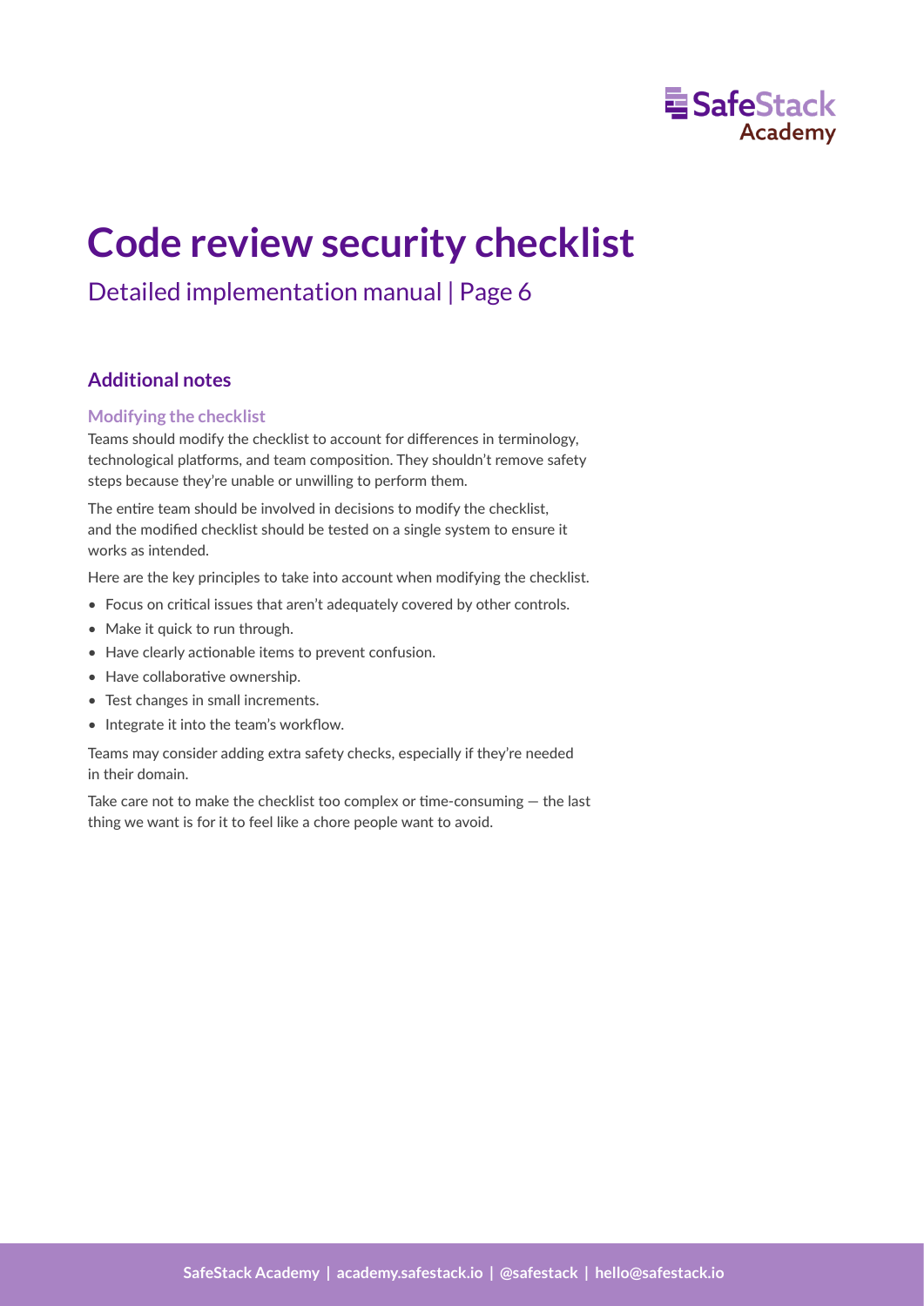# Code review security checklist

Detailed implementation manual | Page 6

## Additional notes

### Modifying the checklist

Teams should modify the checklist to account for differences in terminology, technological platforms, and team composition. They shouldn't remove safety steps because they're unable or unwilling to perform them.

The entire team should be involved in decisions to modify the checklist, and the modified checklist should be tested on a single system to ensure it works as intended.

Here are the key principles to take into account when modifying the checklist.

- Focus on critical issues that aren't adequately covered by other controls.
- Make it quick to run through.
- Have clearly actionable items to prevent confusion.
- Have collaborative ownership.
- Test changes in small increments.
- Integrate it into the team's workflow.

Teams may consider adding extra safety checks, especially if they're needed in their domain.

Take care not to make the checklist too complex or time-consuming — the last thing we want is for it to feel like a chore people want to avoid.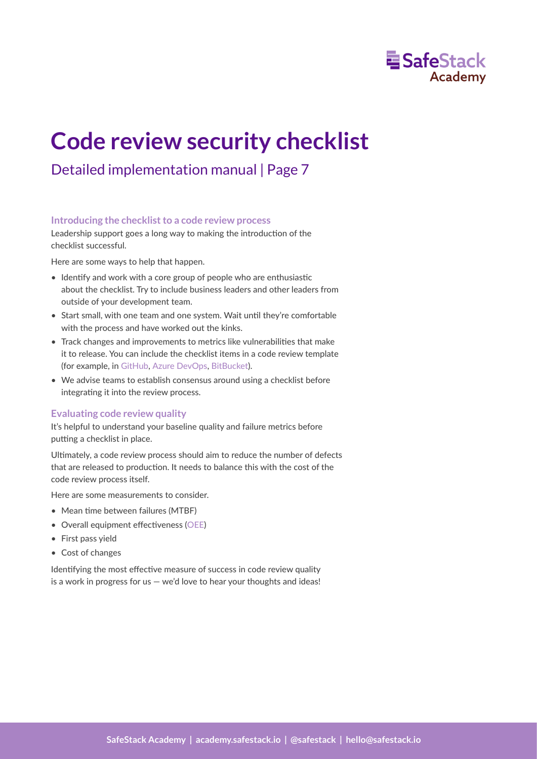# Code review security checklist

## Detailed implementation manual | Page 7

### Introducing the checklist to a code review process

Leadership support goes a long way to making the introduction of the checklist successful.

Here are some ways to help that happen.

- Identify and work with a core group of people who are enthusiastic about the checklist. Try to include business leaders and other leaders from outside of your development team.
- Start small, with one team and one system. Wait until they're comfortable with the process and have worked out the kinks.
- Track changes and improvements to metrics like vulnerabilities that make it to release. You can include the checklist items in a code review template (for example, in GitHub, Azure DevOps, BitBucket).
- We advise teams to establish consensus around using a checklist before integrating it into the review process.

### Evaluating code review quality

It's helpful to understand your baseline quality and failure metrics before putting a checklist in place.

Ultimately, a code review process should aim to reduce the number of defects that are released to production. It needs to balance this with the cost of the code review process itself.

Here are some measurements to consider.

- Mean time between failures (MTBF)
- Overall equipment effectiveness (OEE)
- First pass yield
- Cost of changes

Identifying the most effective measure of success in code review quality is a work in progress for us — we'd love to hear your thoughts and ideas!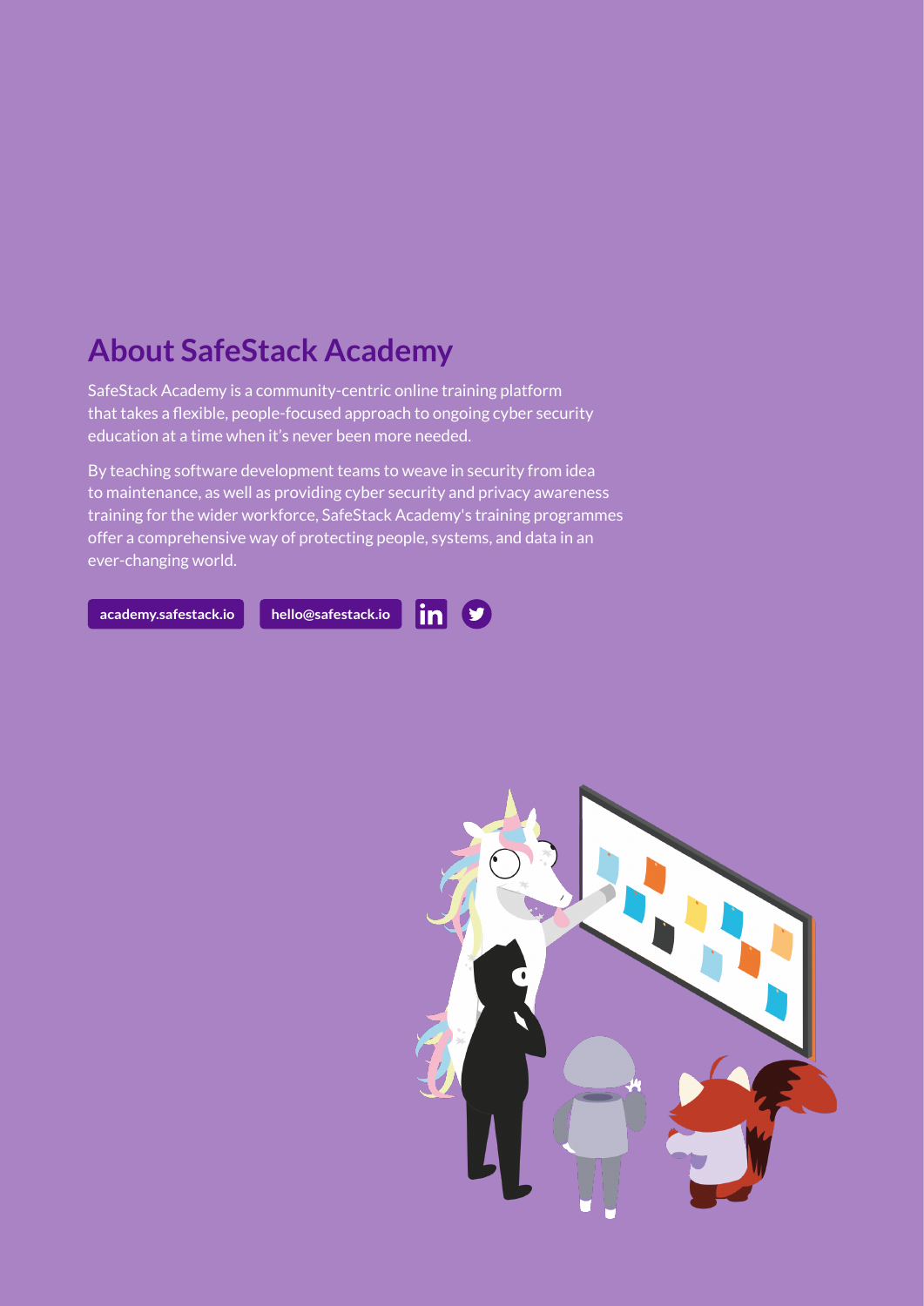## About SafeStack Academy

SafeStack Academy is a community-centric online training platform that takes a flexible, people-focused approach to ongoing cyber security education at a time when it's never been more needed.

By teaching software development teams to weave in security from idea to maintenance, as well as providing cyber security and privacy awareness training for the wider workforce, SafeStack Academy's training programmes offer a comprehensive way of protecting people, systems, and data in an ever-changing world.

**academy.safestack.io** **hello@safestack.io**